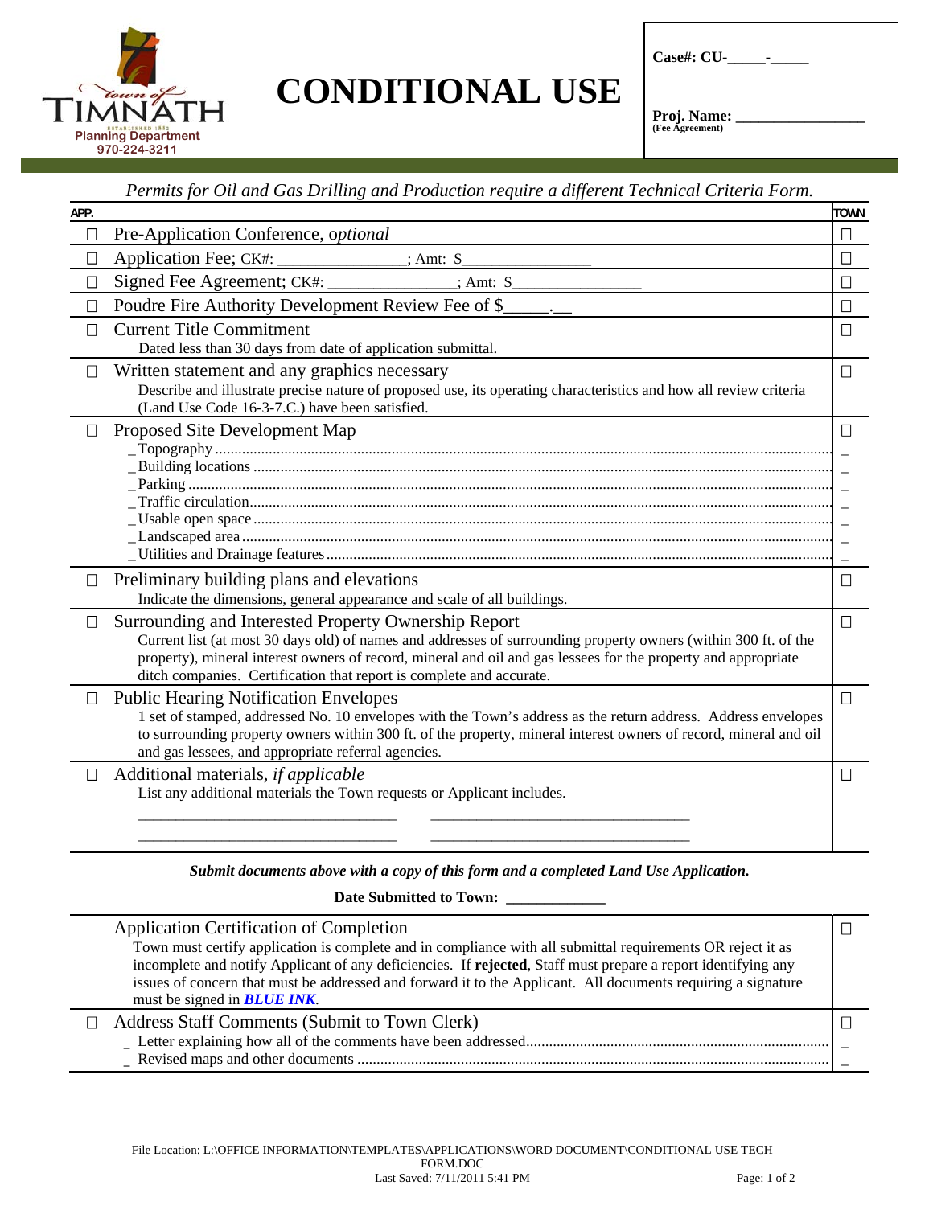Town of Timnath
Planning Department
970-224-3211

# CONDITIONAL USE

**Case#: CU-_____-_____**

**Proj. Name: ________________**
**(Fee Agreement)**

*Permits for Oil and Gas Drilling and Production require a different Technical Criteria Form.*

| APP. | | TOWN |
|---|---|---|
| ☐ | Pre-Application Conference, *optional* | ☐ |
| ☐ | Application Fee; CK#: _______________; Amt: $_______________ | ☐ |
| ☐ | Signed Fee Agreement; CK#: _______________; Amt: $_______________ | ☐ |
| ☐ | Poudre Fire Authority Development Review Fee of $_____.__ | ☐ |
| ☐ | Current Title Commitment<br>Dated less than 30 days from date of application submittal. | ☐ |
| ☐ | Written statement and any graphics necessary<br>Describe and illustrate precise nature of proposed use, its operating characteristics and how all review criteria (Land Use Code 16-3-7.C.) have been satisfied. | ☐ |
| ☐ | Proposed Site Development Map<br>_ Topography<br>_ Building locations<br>_ Parking<br>_ Traffic circulation<br>_ Usable open space<br>_ Landscaped area<br>_ Utilities and Drainage features | ☐<br>_<br>_<br>_<br>_<br>_<br>_<br>_ |
| ☐ | Preliminary building plans and elevations<br>Indicate the dimensions, general appearance and scale of all buildings. | ☐ |
| ☐ | Surrounding and Interested Property Ownership Report<br>Current list (at most 30 days old) of names and addresses of surrounding property owners (within 300 ft. of the property), mineral interest owners of record, mineral and oil and gas lessees for the property and appropriate ditch companies. Certification that report is complete and accurate. | ☐ |
| ☐ | Public Hearing Notification Envelopes<br>1 set of stamped, addressed No. 10 envelopes with the Town's address as the return address. Address envelopes to surrounding property owners within 300 ft. of the property, mineral interest owners of record, mineral and oil and gas lessees, and appropriate referral agencies. | ☐ |
| ☐ | Additional materials, *if applicable*<br>List any additional materials the Town requests or Applicant includes.<br>________________________________ ________________________________<br>________________________________ ________________________________ | ☐ |

***Submit documents above with a copy of this form and a completed Land Use Application.***

**Date Submitted to Town: ____________**

| | | |
|---|---|---|
| | Application Certification of Completion<br>Town must certify application is complete and in compliance with all submittal requirements OR reject it as incomplete and notify Applicant of any deficiencies. If **rejected**, Staff must prepare a report identifying any issues of concern that must be addressed and forward it to the Applicant. All documents requiring a signature must be signed in ***BLUE INK***. | ☐ |
| ☐ | Address Staff Comments (Submit to Town Clerk)<br>_ Letter explaining how all of the comments have been addressed<br>_ Revised maps and other documents | ☐<br>_<br>_ |

File Location: L:\OFFICE INFORMATION\TEMPLATES\APPLICATIONS\WORD DOCUMENT\CONDITIONAL USE TECH FORM.DOC
Last Saved: 7/11/2011 5:41 PM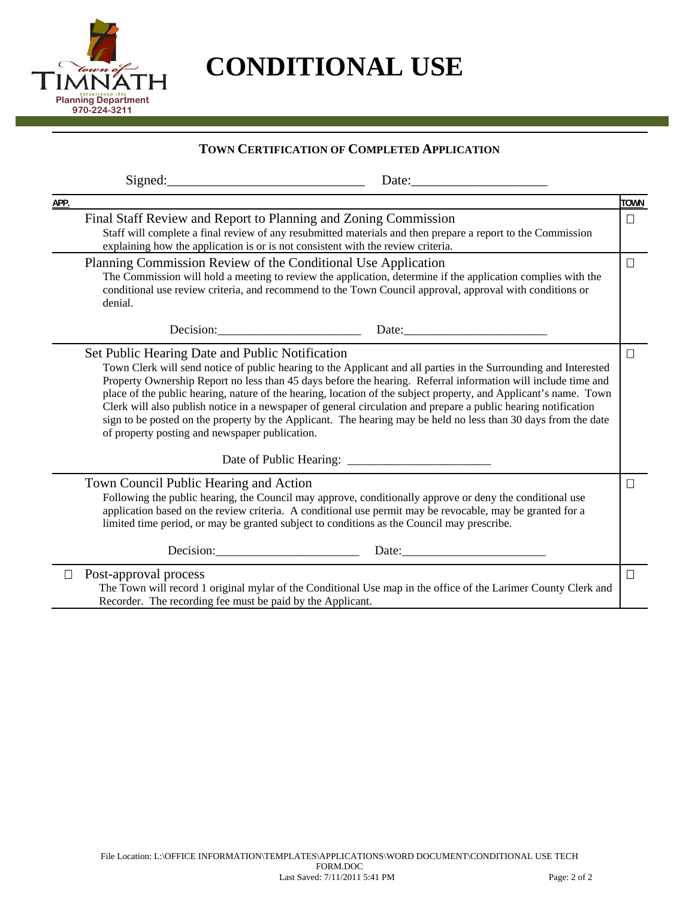# CONDITIONAL USE

## TOWN CERTIFICATION OF COMPLETED APPLICATION

Signed:______________________________ Date:____________________

| APP. | | TOWN |
|---|---|---|
| | **Final Staff Review and Report to Planning and Zoning Commission**<br>Staff will complete a final review of any resubmitted materials and then prepare a report to the Commission explaining how the application is or is not consistent with the review criteria. | ☐ |
| | **Planning Commission Review of the Conditional Use Application**<br>The Commission will hold a meeting to review the application, determine if the application complies with the conditional use review criteria, and recommend to the Town Council approval, approval with conditions or denial.<br><br>Decision:_______________________ Date:_______________________ | ☐ |
| | **Set Public Hearing Date and Public Notification**<br>Town Clerk will send notice of public hearing to the Applicant and all parties in the Surrounding and Interested Property Ownership Report no less than 45 days before the hearing. Referral information will include time and place of the public hearing, nature of the hearing, location of the subject property, and Applicant's name. Town Clerk will also publish notice in a newspaper of general circulation and prepare a public hearing notification sign to be posted on the property by the Applicant. The hearing may be held no less than 30 days from the date of property posting and newspaper publication.<br><br>Date of Public Hearing: _______________________ | ☐ |
| | **Town Council Public Hearing and Action**<br>Following the public hearing, the Council may approve, conditionally approve or deny the conditional use application based on the review criteria. A conditional use permit may be revocable, may be granted for a limited time period, or may be granted subject to conditions as the Council may prescribe.<br><br>Decision:_______________________ Date:_______________________ | ☐ |
| ☐ | **Post-approval process**<br>The Town will record 1 original mylar of the Conditional Use map in the office of the Larimer County Clerk and Recorder. The recording fee must be paid by the Applicant. | ☐ |

File Location: L:\OFFICE INFORMATION\TEMPLATES\APPLICATIONS\WORD DOCUMENT\CONDITIONAL USE TECH FORM.DOC
Last Saved: 7/11/2011 5:41 PM